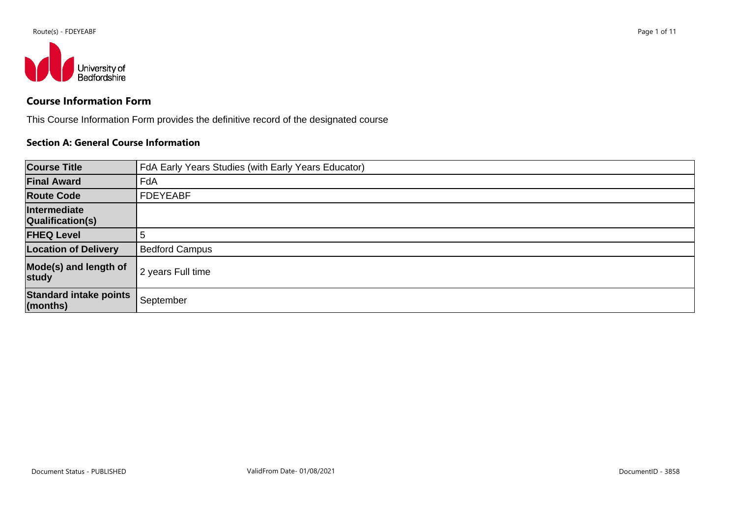## Course Information Form

This Course Information Form provides the definitive record of the designated course

### Section A: General Course Information

| | |
|---|---|
| **Course Title** | FdA Early Years Studies (with Early Years Educator) |
| **Final Award** | FdA |
| **Route Code** | FDEYEABF |
| **Intermediate Qualification(s)** | |
| **FHEQ Level** | 5 |
| **Location of Delivery** | Bedford Campus |
| **Mode(s) and length of study** | 2 years Full time |
| **Standard intake points (months)** | September |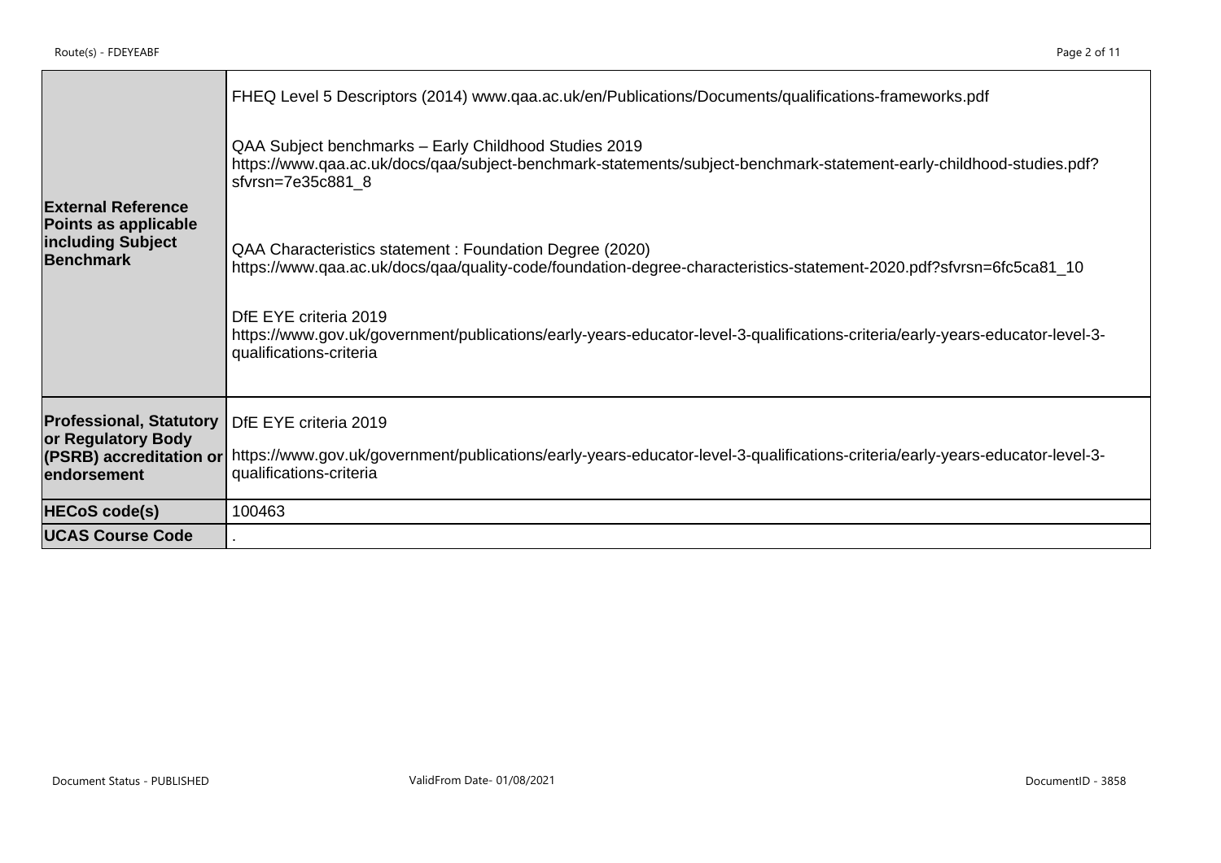| | |
|---|---|
| **External Reference Points as applicable including Subject Benchmark** | FHEQ Level 5 Descriptors (2014) www.qaa.ac.uk/en/Publications/Documents/qualifications-frameworks.pdf<br><br>QAA Subject benchmarks – Early Childhood Studies 2019<br>https://www.qaa.ac.uk/docs/qaa/subject-benchmark-statements/subject-benchmark-statement-early-childhood-studies.pdf?sfvrsn=7e35c881_8<br><br>QAA Characteristics statement : Foundation Degree (2020)<br>https://www.qaa.ac.uk/docs/qaa/quality-code/foundation-degree-characteristics-statement-2020.pdf?sfvrsn=6fc5ca81_10<br><br>DfE EYE criteria 2019<br>https://www.gov.uk/government/publications/early-years-educator-level-3-qualifications-criteria/early-years-educator-level-3-qualifications-criteria |
| **Professional, Statutory or Regulatory Body (PSRB) accreditation or endorsement** | DfE EYE criteria 2019<br><br>https://www.gov.uk/government/publications/early-years-educator-level-3-qualifications-criteria/early-years-educator-level-3-qualifications-criteria |
| **HECoS code(s)** | 100463 |
| **UCAS Course Code** | . |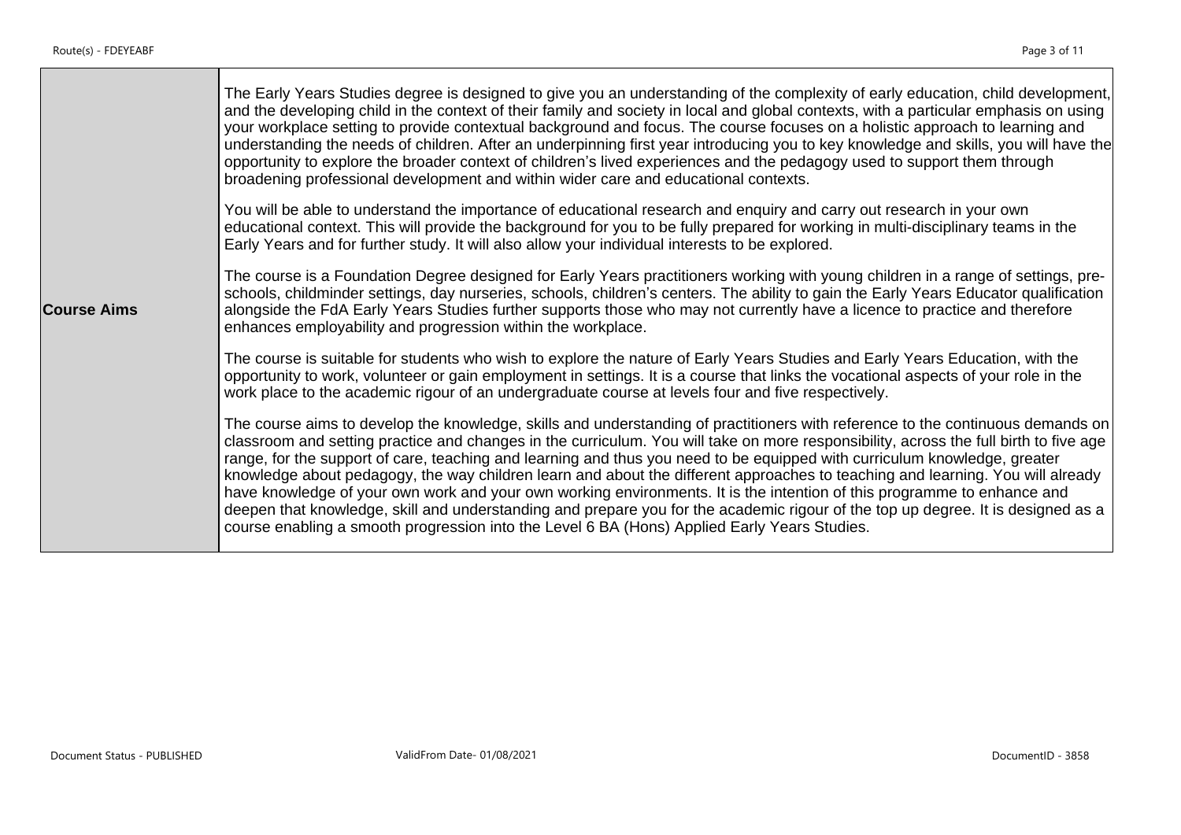| Course Aims | The Early Years Studies degree is designed to give you an understanding of the complexity of early education, child development, and the developing child in the context of their family and society in local and global contexts, with a particular emphasis on using your workplace setting to provide contextual background and focus. The course focuses on a holistic approach to learning and understanding the needs of children. After an underpinning first year introducing you to key knowledge and skills, you will have the opportunity to explore the broader context of children's lived experiences and the pedagogy used to support them through broadening professional development and within wider care and educational contexts.<br><br>You will be able to understand the importance of educational research and enquiry and carry out research in your own educational context. This will provide the background for you to be fully prepared for working in multi-disciplinary teams in the Early Years and for further study. It will also allow your individual interests to be explored.<br><br>The course is a Foundation Degree designed for Early Years practitioners working with young children in a range of settings, pre-schools, childminder settings, day nurseries, schools, children's centers. The ability to gain the Early Years Educator qualification alongside the FdA Early Years Studies further supports those who may not currently have a licence to practice and therefore enhances employability and progression within the workplace.<br><br>The course is suitable for students who wish to explore the nature of Early Years Studies and Early Years Education, with the opportunity to work, volunteer or gain employment in settings. It is a course that links the vocational aspects of your role in the work place to the academic rigour of an undergraduate course at levels four and five respectively.<br><br>The course aims to develop the knowledge, skills and understanding of practitioners with reference to the continuous demands on classroom and setting practice and changes in the curriculum. You will take on more responsibility, across the full birth to five age range, for the support of care, teaching and learning and thus you need to be equipped with curriculum knowledge, greater knowledge about pedagogy, the way children learn and about the different approaches to teaching and learning. You will already have knowledge of your own work and your own working environments. It is the intention of this programme to enhance and deepen that knowledge, skill and understanding and prepare you for the academic rigour of the top up degree. It is designed as a course enabling a smooth progression into the Level 6 BA (Hons) Applied Early Years Studies. |
|---|---|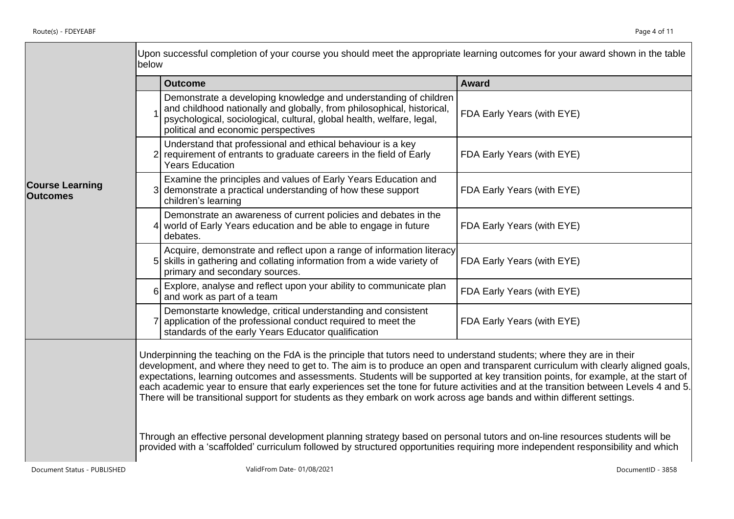**Course Learning Outcomes**

Upon successful completion of your course you should meet the appropriate learning outcomes for your award shown in the table below

| | Outcome | Award |
|---|---|---|
| 1 | Demonstrate a developing knowledge and understanding of children and childhood nationally and globally, from philosophical, historical, psychological, sociological, cultural, global health, welfare, legal, political and economic perspectives | FDA Early Years (with EYE) |
| 2 | Understand that professional and ethical behaviour is a key requirement of entrants to graduate careers in the field of Early Years Education | FDA Early Years (with EYE) |
| 3 | Examine the principles and values of Early Years Education and demonstrate a practical understanding of how these support children's learning | FDA Early Years (with EYE) |
| 4 | Demonstrate an awareness of current policies and debates in the world of Early Years education and be able to engage in future debates. | FDA Early Years (with EYE) |
| 5 | Acquire, demonstrate and reflect upon a range of information literacy skills in gathering and collating information from a wide variety of primary and secondary sources. | FDA Early Years (with EYE) |
| 6 | Explore, analyse and reflect upon your ability to communicate plan and work as part of a team | FDA Early Years (with EYE) |
| 7 | Demonstarte knowledge, critical understanding and consistent application of the professional conduct required to meet the standards of the early Years Educator qualification | FDA Early Years (with EYE) |

Underpinning the teaching on the FdA is the principle that tutors need to understand students; where they are in their development, and where they need to get to. The aim is to produce an open and transparent curriculum with clearly aligned goals, expectations, learning outcomes and assessments. Students will be supported at key transition points, for example, at the start of each academic year to ensure that early experiences set the tone for future activities and at the transition between Levels 4 and 5. There will be transitional support for students as they embark on work across age bands and within different settings.

Through an effective personal development planning strategy based on personal tutors and on-line resources students will be provided with a 'scaffolded' curriculum followed by structured opportunities requiring more independent responsibility and which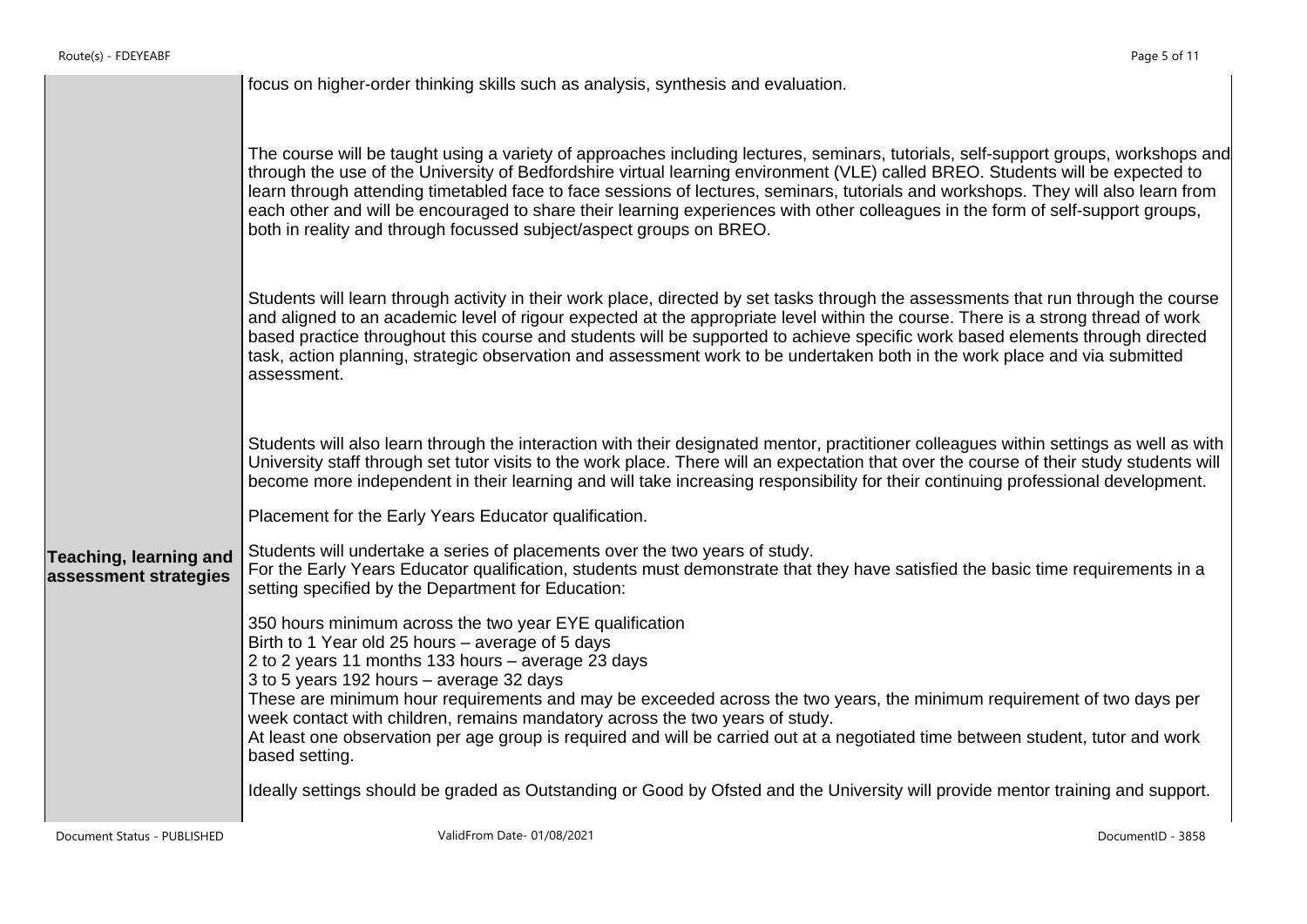| | |
|---|---|
| **Teaching, learning and assessment strategies** | focus on higher-order thinking skills such as analysis, synthesis and evaluation.<br><br>The course will be taught using a variety of approaches including lectures, seminars, tutorials, self-support groups, workshops and through the use of the University of Bedfordshire virtual learning environment (VLE) called BREO. Students will be expected to learn through attending timetabled face to face sessions of lectures, seminars, tutorials and workshops. They will also learn from each other and will be encouraged to share their learning experiences with other colleagues in the form of self-support groups, both in reality and through focussed subject/aspect groups on BREO.<br><br>Students will learn through activity in their work place, directed by set tasks through the assessments that run through the course and aligned to an academic level of rigour expected at the appropriate level within the course. There is a strong thread of work based practice throughout this course and students will be supported to achieve specific work based elements through directed task, action planning, strategic observation and assessment work to be undertaken both in the work place and via submitted assessment.<br><br>Students will also learn through the interaction with their designated mentor, practitioner colleagues within settings as well as with University staff through set tutor visits to the work place. There will an expectation that over the course of their study students will become more independent in their learning and will take increasing responsibility for their continuing professional development.<br><br>Placement for the Early Years Educator qualification.<br><br>Students will undertake a series of placements over the two years of study.<br>For the Early Years Educator qualification, students must demonstrate that they have satisfied the basic time requirements in a setting specified by the Department for Education:<br><br>350 hours minimum across the two year EYE qualification<br>Birth to 1 Year old 25 hours – average of 5 days<br>2 to 2 years 11 months 133 hours – average 23 days<br>3 to 5 years 192 hours – average 32 days<br>These are minimum hour requirements and may be exceeded across the two years, the minimum requirement of two days per week contact with children, remains mandatory across the two years of study.<br>At least one observation per age group is required and will be carried out at a negotiated time between student, tutor and work based setting.<br><br>Ideally settings should be graded as Outstanding or Good by Ofsted and the University will provide mentor training and support. |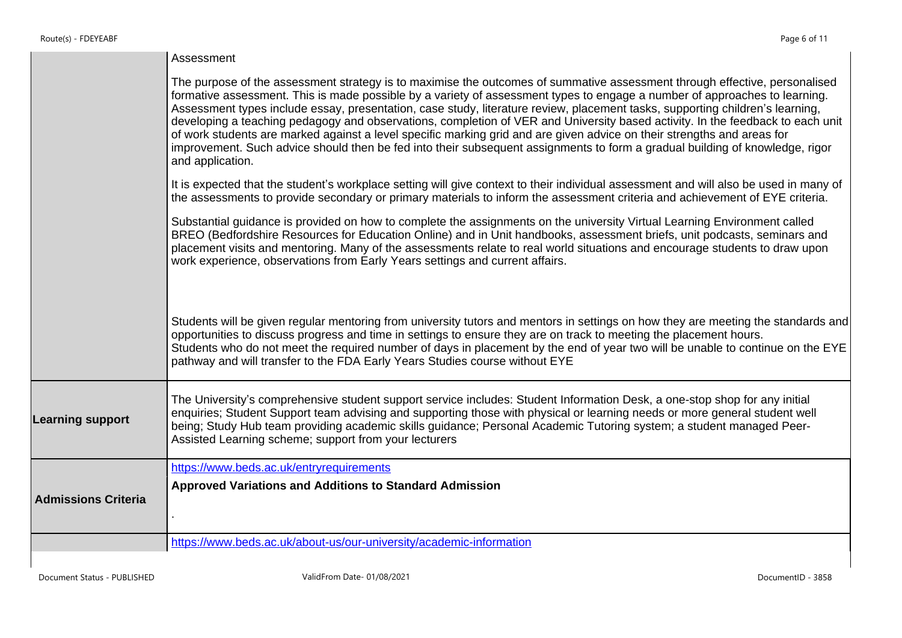| | |
|---|---|
| | Assessment<br><br>The purpose of the assessment strategy is to maximise the outcomes of summative assessment through effective, personalised formative assessment. This is made possible by a variety of assessment types to engage a number of approaches to learning. Assessment types include essay, presentation, case study, literature review, placement tasks, supporting children's learning, developing a teaching pedagogy and observations, completion of VER and University based activity. In the feedback to each unit of work students are marked against a level specific marking grid and are given advice on their strengths and areas for improvement. Such advice should then be fed into their subsequent assignments to form a gradual building of knowledge, rigor and application.<br><br>It is expected that the student's workplace setting will give context to their individual assessment and will also be used in many of the assessments to provide secondary or primary materials to inform the assessment criteria and achievement of EYE criteria.<br><br>Substantial guidance is provided on how to complete the assignments on the university Virtual Learning Environment called BREO (Bedfordshire Resources for Education Online) and in Unit handbooks, assessment briefs, unit podcasts, seminars and placement visits and mentoring. Many of the assessments relate to real world situations and encourage students to draw upon work experience, observations from Early Years settings and current affairs.<br><br>Students will be given regular mentoring from university tutors and mentors in settings on how they are meeting the standards and opportunities to discuss progress and time in settings to ensure they are on track to meeting the placement hours.<br>Students who do not meet the required number of days in placement by the end of year two will be unable to continue on the EYE pathway and will transfer to the FDA Early Years Studies course without EYE |
| **Learning support** | The University's comprehensive student support service includes: Student Information Desk, a one-stop shop for any initial enquiries; Student Support team advising and supporting those with physical or learning needs or more general student well being; Study Hub team providing academic skills guidance; Personal Academic Tutoring system; a student managed Peer-Assisted Learning scheme; support from your lecturers |
| **Admissions Criteria** | https://www.beds.ac.uk/entryrequirements<br><br>**Approved Variations and Additions to Standard Admission**<br><br>. |
| | https://www.beds.ac.uk/about-us/our-university/academic-information |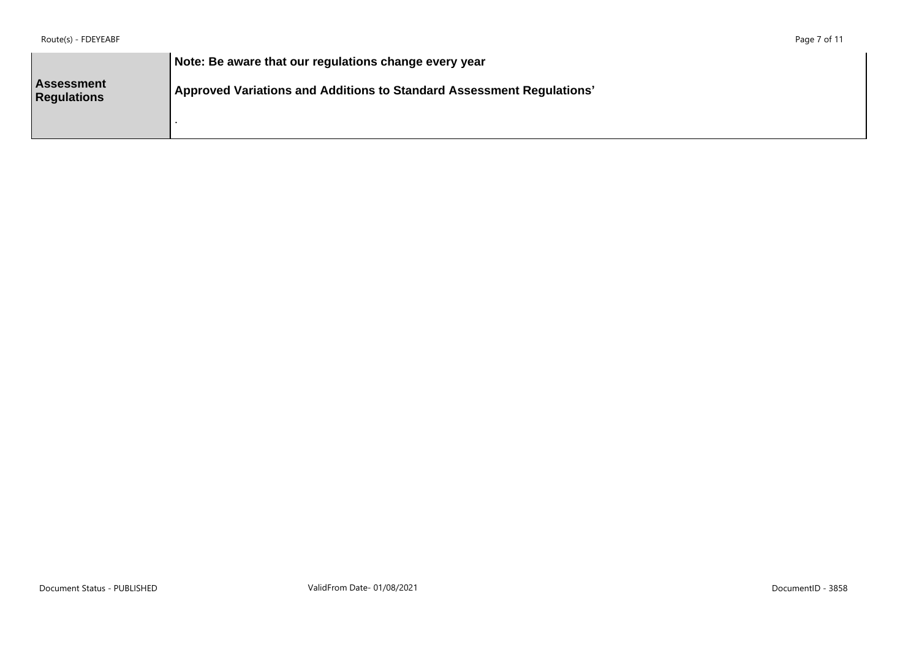| Assessment Regulations | **Note: Be aware that our regulations change every year**<br><br>**Approved Variations and Additions to Standard Assessment Regulations’**<br><br>. |
|---|---|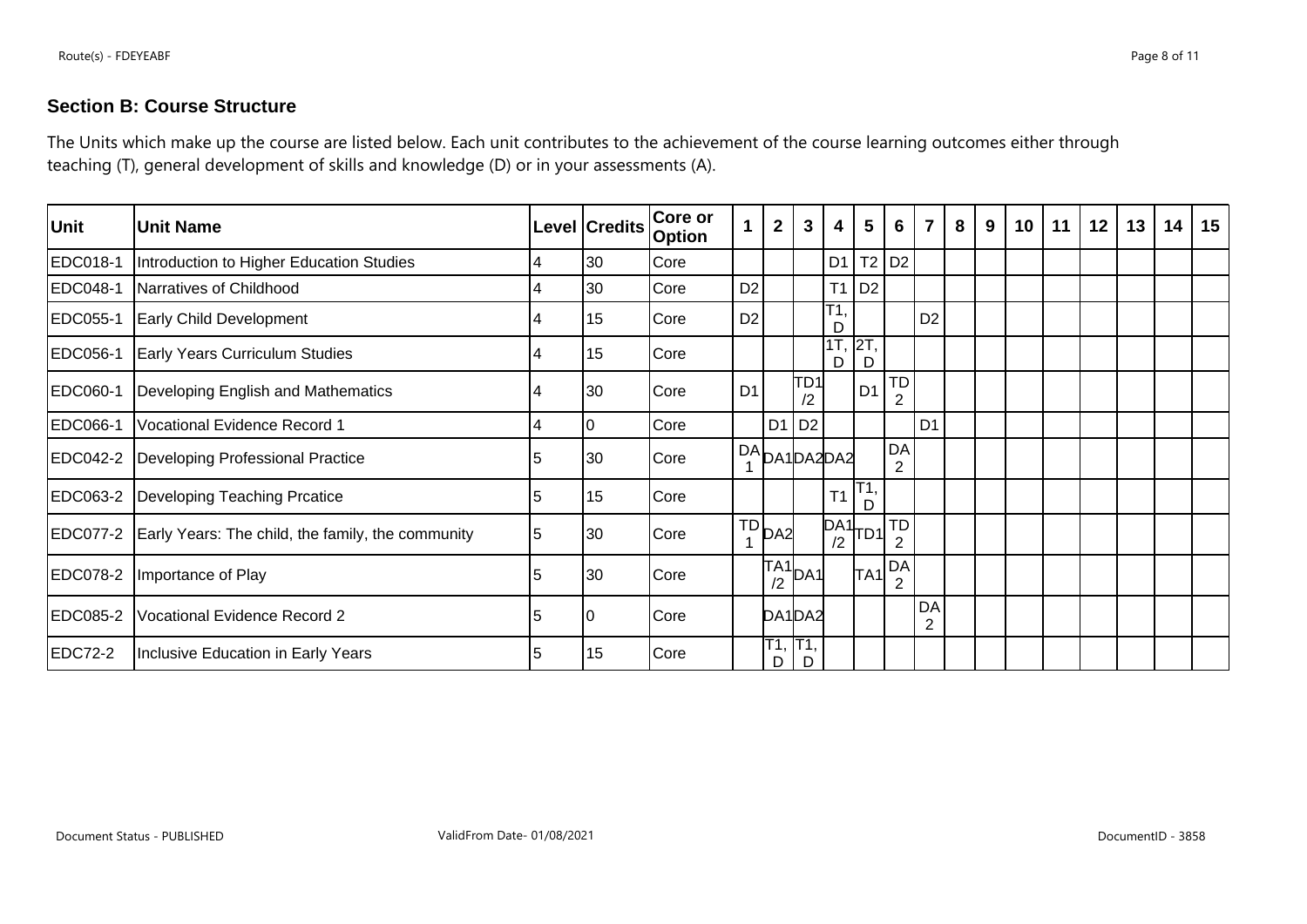## Section B: Course Structure

The Units which make up the course are listed below. Each unit contributes to the achievement of the course learning outcomes either through teaching (T), general development of skills and knowledge (D) or in your assessments (A).

| Unit | Unit Name | Level | Credits | Core or Option | 1 | 2 | 3 | 4 | 5 | 6 | 7 | 8 | 9 | 10 | 11 | 12 | 13 | 14 | 15 |
|---|---|---|---|---|---|---|---|---|---|---|---|---|---|---|---|---|---|---|---|
| EDC018-1 | Introduction to Higher Education Studies | 4 | 30 | Core | | | | D1 | T2 | D2 | | | | | | | | | |
| EDC048-1 | Narratives of Childhood | 4 | 30 | Core | D2 | | | T1 | D2 | | | | | | | | | | |
| EDC055-1 | Early Child Development | 4 | 15 | Core | D2 | | | T1, D | | | D2 | | | | | | | | |
| EDC056-1 | Early Years Curriculum Studies | 4 | 15 | Core | | | | 1T, D | 2T, D | | | | | | | | | | |
| EDC060-1 | Developing English and Mathematics | 4 | 30 | Core | D1 | | TD1/2 | | D1 | TD2 | | | | | | | | | |
| EDC066-1 | Vocational Evidence Record 1 | 4 | 0 | Core | | D1 | D2 | | | | D1 | | | | | | | | |
| EDC042-2 | Developing Professional Practice | 5 | 30 | Core | DA1 | DA1 | DA2 | DA2 | | DA2 | | | | | | | | | |
| EDC063-2 | Developing Teaching Prcatice | 5 | 15 | Core | | | | T1 | T1, D | | | | | | | | | | |
| EDC077-2 | Early Years: The child, the family, the community | 5 | 30 | Core | TD1 | DA2 | | DA1/2 | TD1 | TD2 | | | | | | | | | |
| EDC078-2 | Importance of Play | 5 | 30 | Core | | TA1/2 | DA1 | | TA1 | DA2 | | | | | | | | | |
| EDC085-2 | Vocational Evidence Record 2 | 5 | 0 | Core | | DA1 | DA2 | | | | DA2 | | | | | | | | |
| EDC72-2 | Inclusive Education in Early Years | 5 | 15 | Core | | T1, D | T1, D | | | | | | | | | | | | |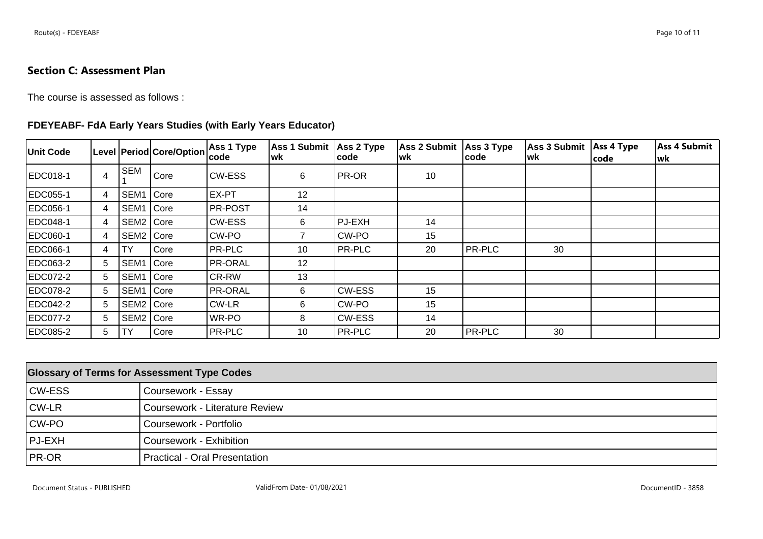## Section C: Assessment Plan

The course is assessed as follows :

### FDEYEABF- FdA Early Years Studies (with Early Years Educator)

| Unit Code | Level | Period | Core/Option | Ass 1 Type code | Ass 1 Submit wk | Ass 2 Type code | Ass 2 Submit wk | Ass 3 Type code | Ass 3 Submit wk | Ass 4 Type code | Ass 4 Submit wk |
|---|---|---|---|---|---|---|---|---|---|---|---|
| EDC018-1 | 4 | SEM 1 | Core | CW-ESS | 6 | PR-OR | 10 | | | | |
| EDC055-1 | 4 | SEM1 | Core | EX-PT | 12 | | | | | | |
| EDC056-1 | 4 | SEM1 | Core | PR-POST | 14 | | | | | | |
| EDC048-1 | 4 | SEM2 | Core | CW-ESS | 6 | PJ-EXH | 14 | | | | |
| EDC060-1 | 4 | SEM2 | Core | CW-PO | 7 | CW-PO | 15 | | | | |
| EDC066-1 | 4 | TY | Core | PR-PLC | 10 | PR-PLC | 20 | PR-PLC | 30 | | |
| EDC063-2 | 5 | SEM1 | Core | PR-ORAL | 12 | | | | | | |
| EDC072-2 | 5 | SEM1 | Core | CR-RW | 13 | | | | | | |
| EDC078-2 | 5 | SEM1 | Core | PR-ORAL | 6 | CW-ESS | 15 | | | | |
| EDC042-2 | 5 | SEM2 | Core | CW-LR | 6 | CW-PO | 15 | | | | |
| EDC077-2 | 5 | SEM2 | Core | WR-PO | 8 | CW-ESS | 14 | | | | |
| EDC085-2 | 5 | TY | Core | PR-PLC | 10 | PR-PLC | 20 | PR-PLC | 30 | | |

| Glossary of Terms for Assessment Type Codes | |
|---|---|
| CW-ESS | Coursework - Essay |
| CW-LR | Coursework - Literature Review |
| CW-PO | Coursework - Portfolio |
| PJ-EXH | Coursework - Exhibition |
| PR-OR | Practical - Oral Presentation |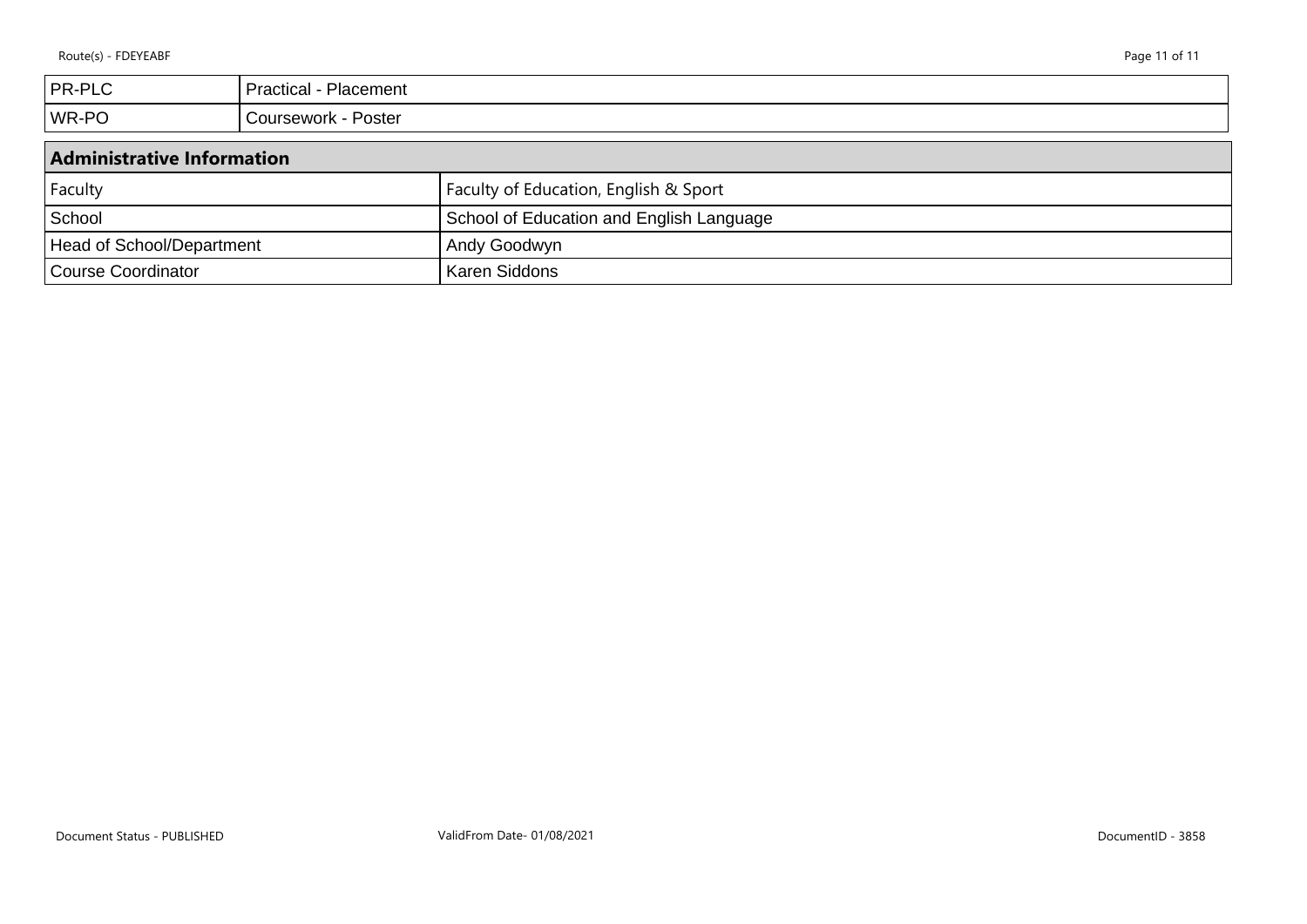| | |
|---|---|
| PR-PLC | Practical - Placement |
| WR-PO | Coursework - Poster |

## Administrative Information

| | |
|---|---|
| Faculty | Faculty of Education, English & Sport |
| School | School of Education and English Language |
| Head of School/Department | Andy Goodwyn |
| Course Coordinator | Karen Siddons |